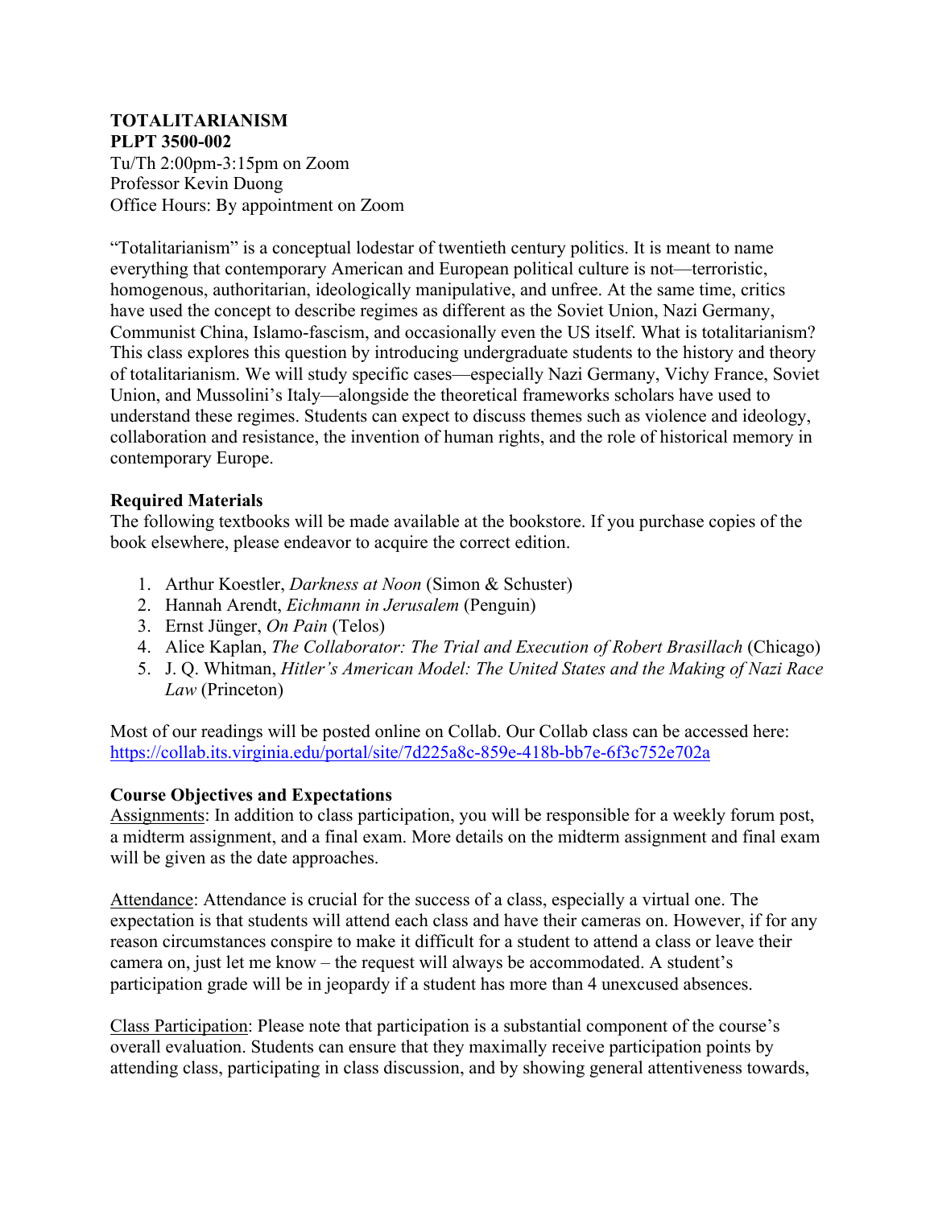**TOTALITARIANISM**
**PLPT 3500-002**
Tu/Th 2:00pm-3:15pm on Zoom
Professor Kevin Duong
Office Hours: By appointment on Zoom

"Totalitarianism" is a conceptual lodestar of twentieth century politics. It is meant to name everything that contemporary American and European political culture is not—terroristic, homogenous, authoritarian, ideologically manipulative, and unfree. At the same time, critics have used the concept to describe regimes as different as the Soviet Union, Nazi Germany, Communist China, Islamo-fascism, and occasionally even the US itself. What is totalitarianism? This class explores this question by introducing undergraduate students to the history and theory of totalitarianism. We will study specific cases—especially Nazi Germany, Vichy France, Soviet Union, and Mussolini's Italy—alongside the theoretical frameworks scholars have used to understand these regimes. Students can expect to discuss themes such as violence and ideology, collaboration and resistance, the invention of human rights, and the role of historical memory in contemporary Europe.

**Required Materials**

The following textbooks will be made available at the bookstore. If you purchase copies of the book elsewhere, please endeavor to acquire the correct edition.

1. Arthur Koestler, *Darkness at Noon* (Simon & Schuster)
2. Hannah Arendt, *Eichmann in Jerusalem* (Penguin)
3. Ernst Jünger, *On Pain* (Telos)
4. Alice Kaplan, *The Collaborator: The Trial and Execution of Robert Brasillach* (Chicago)
5. J. Q. Whitman, *Hitler's American Model: The United States and the Making of Nazi Race Law* (Princeton)

Most of our readings will be posted online on Collab. Our Collab class can be accessed here: https://collab.its.virginia.edu/portal/site/7d225a8c-859e-418b-bb7e-6f3c752e702a

**Course Objectives and Expectations**

Assignments: In addition to class participation, you will be responsible for a weekly forum post, a midterm assignment, and a final exam. More details on the midterm assignment and final exam will be given as the date approaches.

Attendance: Attendance is crucial for the success of a class, especially a virtual one. The expectation is that students will attend each class and have their cameras on. However, if for any reason circumstances conspire to make it difficult for a student to attend a class or leave their camera on, just let me know – the request will always be accommodated. A student's participation grade will be in jeopardy if a student has more than 4 unexcused absences.

Class Participation: Please note that participation is a substantial component of the course's overall evaluation. Students can ensure that they maximally receive participation points by attending class, participating in class discussion, and by showing general attentiveness towards,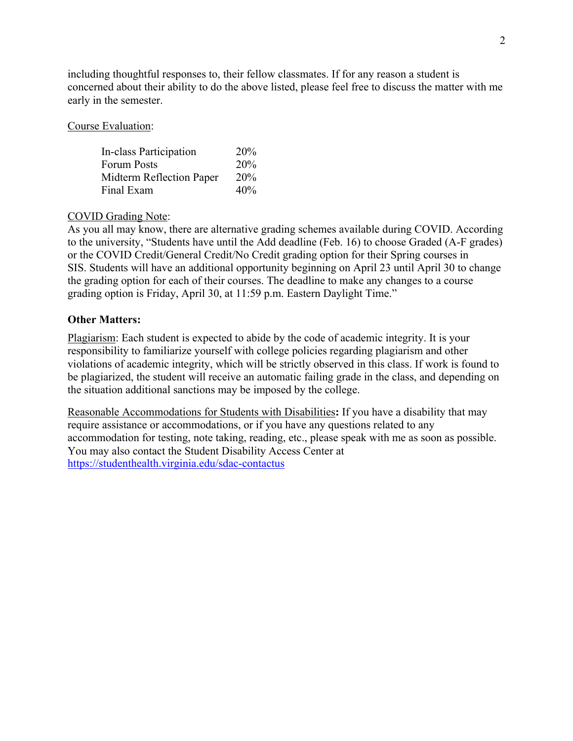including thoughtful responses to, their fellow classmates. If for any reason a student is concerned about their ability to do the above listed, please feel free to discuss the matter with me early in the semester.

<u>Course Evaluation</u>:

| | |
|---|---|
| In-class Participation | 20% |
| Forum Posts | 20% |
| Midterm Reflection Paper | 20% |
| Final Exam | 40% |

<u>COVID Grading Note</u>:
As you all may know, there are alternative grading schemes available during COVID. According to the university, "Students have until the Add deadline (Feb. 16) to choose Graded (A-F grades) or the COVID Credit/General Credit/No Credit grading option for their Spring courses in SIS. Students will have an additional opportunity beginning on April 23 until April 30 to change the grading option for each of their courses. The deadline to make any changes to a course grading option is Friday, April 30, at 11:59 p.m. Eastern Daylight Time."

**Other Matters:**

<u>Plagiarism</u>: Each student is expected to abide by the code of academic integrity. It is your responsibility to familiarize yourself with college policies regarding plagiarism and other violations of academic integrity, which will be strictly observed in this class. If work is found to be plagiarized, the student will receive an automatic failing grade in the class, and depending on the situation additional sanctions may be imposed by the college.

<u>Reasonable Accommodations for Students with Disabilities</u>**:** If you have a disability that may require assistance or accommodations, or if you have any questions related to any accommodation for testing, note taking, reading, etc., please speak with me as soon as possible. You may also contact the Student Disability Access Center at https://studenthealth.virginia.edu/sdac-contactus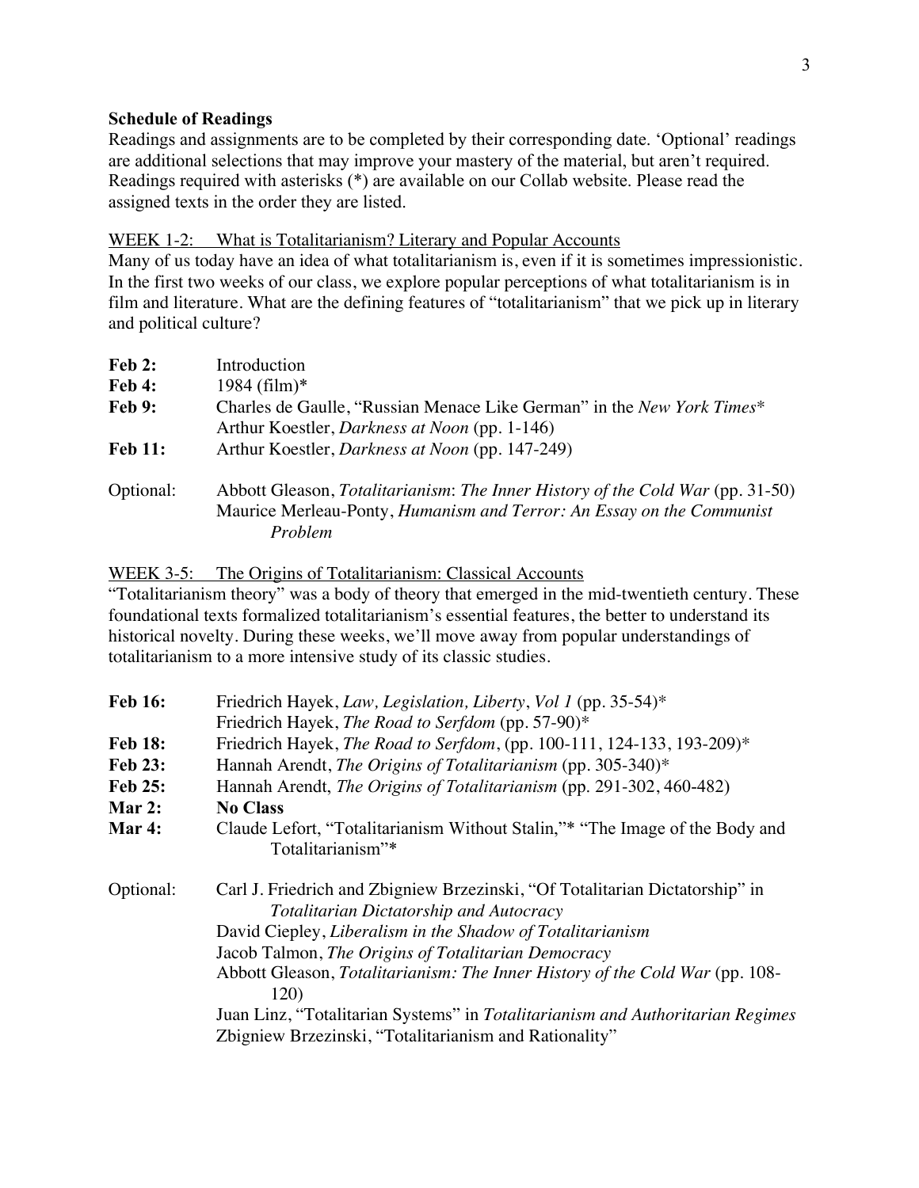**Schedule of Readings**

Readings and assignments are to be completed by their corresponding date. 'Optional' readings are additional selections that may improve your mastery of the material, but aren't required. Readings required with asterisks (*) are available on our Collab website. Please read the assigned texts in the order they are listed.

<u>WEEK 1-2: What is Totalitarianism? Literary and Popular Accounts</u>

Many of us today have an idea of what totalitarianism is, even if it is sometimes impressionistic. In the first two weeks of our class, we explore popular perceptions of what totalitarianism is in film and literature. What are the defining features of "totalitarianism" that we pick up in literary and political culture?

**Feb 2:** Introduction

**Feb 4:** 1984 (film)*

**Feb 9:** Charles de Gaulle, "Russian Menace Like German" in the *New York Times**
Arthur Koestler, *Darkness at Noon* (pp. 1-146)

**Feb 11:** Arthur Koestler, *Darkness at Noon* (pp. 147-249)

Optional: Abbott Gleason, *Totalitarianism*: *The Inner History of the Cold War* (pp. 31-50)
Maurice Merleau-Ponty, *Humanism and Terror: An Essay on the Communist Problem*

<u>WEEK 3-5: The Origins of Totalitarianism: Classical Accounts</u>

"Totalitarianism theory" was a body of theory that emerged in the mid-twentieth century. These foundational texts formalized totalitarianism's essential features, the better to understand its historical novelty. During these weeks, we'll move away from popular understandings of totalitarianism to a more intensive study of its classic studies.

**Feb 16:** Friedrich Hayek, *Law, Legislation, Liberty*, *Vol 1* (pp. 35-54)*
Friedrich Hayek, *The Road to Serfdom* (pp. 57-90)*

**Feb 18:** Friedrich Hayek, *The Road to Serfdom*, (pp. 100-111, 124-133, 193-209)*

**Feb 23:** Hannah Arendt, *The Origins of Totalitarianism* (pp. 305-340)*

**Feb 25:** Hannah Arendt, *The Origins of Totalitarianism* (pp. 291-302, 460-482)

**Mar 2:** **No Class**

**Mar 4:** Claude Lefort, "Totalitarianism Without Stalin,"* "The Image of the Body and Totalitarianism"*

Optional: Carl J. Friedrich and Zbigniew Brzezinski, "Of Totalitarian Dictatorship" in *Totalitarian Dictatorship and Autocracy*
David Ciepley, *Liberalism in the Shadow of Totalitarianism*
Jacob Talmon, *The Origins of Totalitarian Democracy*
Abbott Gleason, *Totalitarianism: The Inner History of the Cold War* (pp. 108-120)
Juan Linz, "Totalitarian Systems" in *Totalitarianism and Authoritarian Regimes*
Zbigniew Brzezinski, "Totalitarianism and Rationality"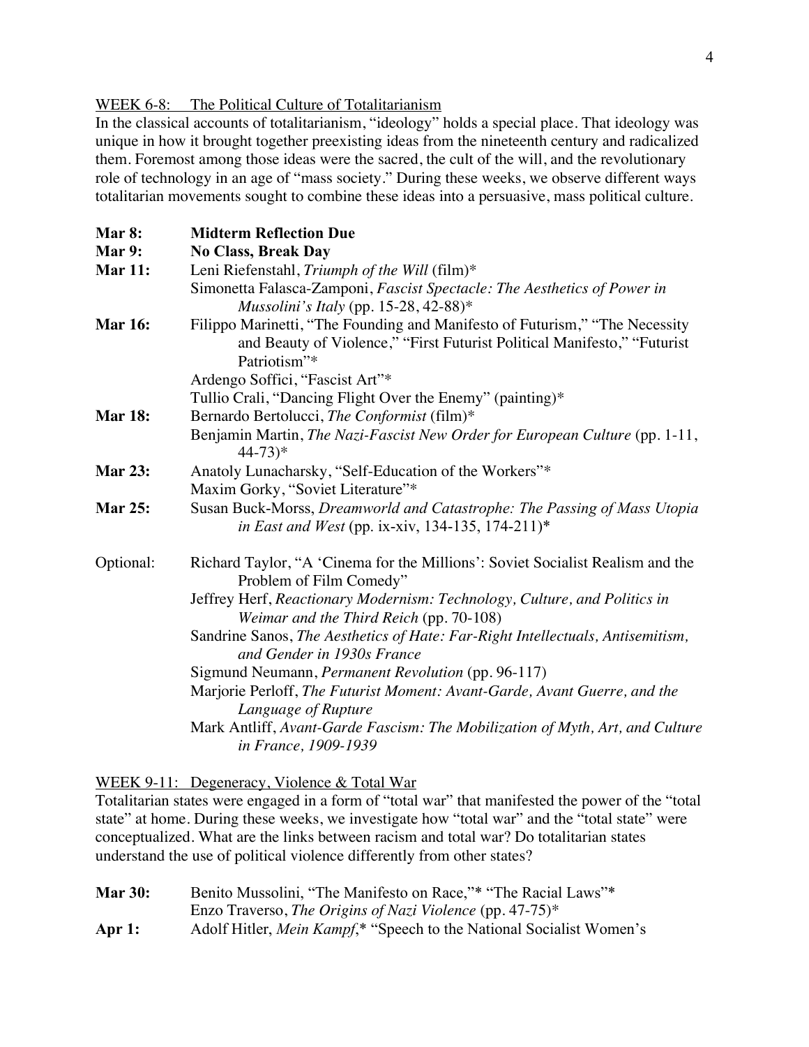<u>WEEK 6-8: The Political Culture of Totalitarianism</u>

In the classical accounts of totalitarianism, "ideology" holds a special place. That ideology was unique in how it brought together preexisting ideas from the nineteenth century and radicalized them. Foremost among those ideas were the sacred, the cult of the will, and the revolutionary role of technology in an age of "mass society." During these weeks, we observe different ways totalitarian movements sought to combine these ideas into a persuasive, mass political culture.

**Mar 8:** **Midterm Reflection Due**

**Mar 9:** **No Class, Break Day**

**Mar 11:** Leni Riefenstahl, *Triumph of the Will* (film)*
Simonetta Falasca-Zamponi, *Fascist Spectacle: The Aesthetics of Power in Mussolini's Italy* (pp. 15-28, 42-88)*

**Mar 16:** Filippo Marinetti, "The Founding and Manifesto of Futurism," "The Necessity and Beauty of Violence," "First Futurist Political Manifesto," "Futurist Patriotism"*
Ardengo Soffici, "Fascist Art"*
Tullio Crali, "Dancing Flight Over the Enemy" (painting)*

**Mar 18:** Bernardo Bertolucci, *The Conformist* (film)*
Benjamin Martin, *The Nazi-Fascist New Order for European Culture* (pp. 1-11, 44-73)*

**Mar 23:** Anatoly Lunacharsky, "Self-Education of the Workers"*
Maxim Gorky, "Soviet Literature"*

**Mar 25:** Susan Buck-Morss, *Dreamworld and Catastrophe: The Passing of Mass Utopia in East and West* (pp. ix-xiv, 134-135, 174-211)*

Optional: Richard Taylor, "A 'Cinema for the Millions': Soviet Socialist Realism and the Problem of Film Comedy"
Jeffrey Herf, *Reactionary Modernism: Technology, Culture, and Politics in Weimar and the Third Reich* (pp. 70-108)
Sandrine Sanos, *The Aesthetics of Hate: Far-Right Intellectuals, Antisemitism, and Gender in 1930s France*
Sigmund Neumann, *Permanent Revolution* (pp. 96-117)
Marjorie Perloff, *The Futurist Moment: Avant-Garde, Avant Guerre, and the Language of Rupture*
Mark Antliff, *Avant-Garde Fascism: The Mobilization of Myth, Art, and Culture in France, 1909-1939*

<u>WEEK 9-11: Degeneracy, Violence & Total War</u>

Totalitarian states were engaged in a form of "total war" that manifested the power of the "total state" at home. During these weeks, we investigate how "total war" and the "total state" were conceptualized. What are the links between racism and total war? Do totalitarian states understand the use of political violence differently from other states?

**Mar 30:** Benito Mussolini, "The Manifesto on Race,"* "The Racial Laws"*
Enzo Traverso, *The Origins of Nazi Violence* (pp. 47-75)*

**Apr 1:** Adolf Hitler, *Mein Kampf*,* "Speech to the National Socialist Women's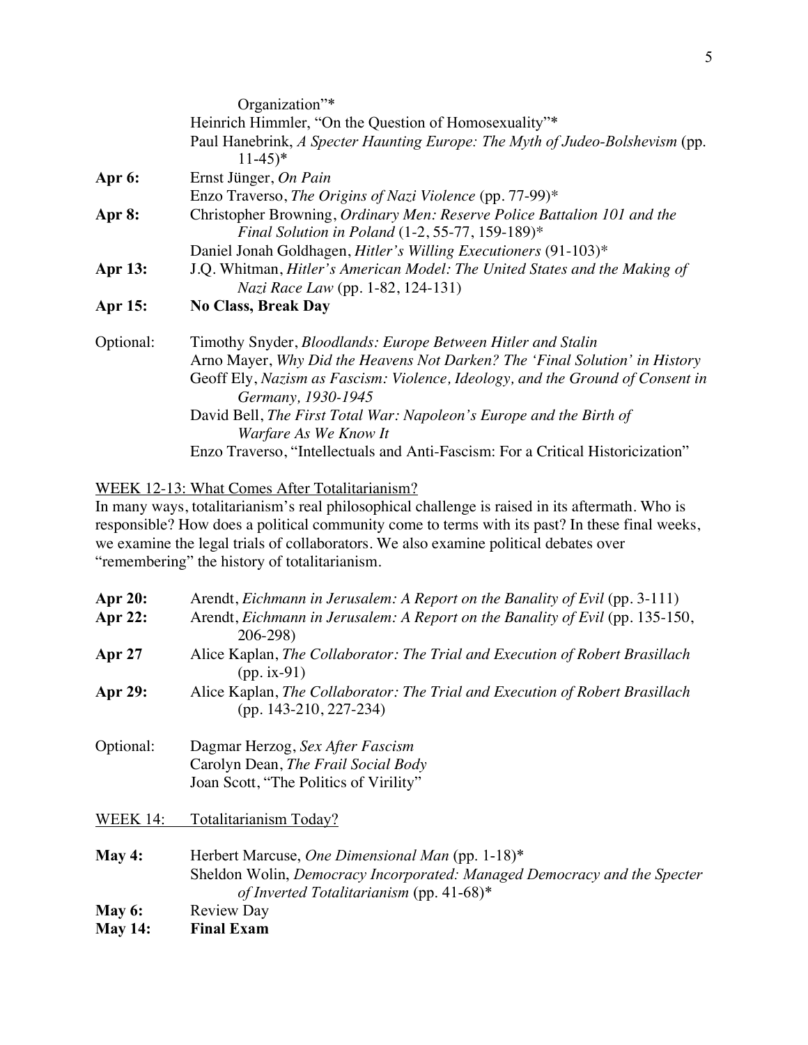Organization"*
Heinrich Himmler, "On the Question of Homosexuality"*
Paul Hanebrink, *A Specter Haunting Europe: The Myth of Judeo-Bolshevism* (pp. 11-45)*

**Apr 6:** Ernst Jünger, *On Pain*
Enzo Traverso, *The Origins of Nazi Violence* (pp. 77-99)*

**Apr 8:** Christopher Browning, *Ordinary Men: Reserve Police Battalion 101 and the Final Solution in Poland* (1-2, 55-77, 159-189)*
Daniel Jonah Goldhagen, *Hitler's Willing Executioners* (91-103)*

**Apr 13:** J.Q. Whitman, *Hitler's American Model: The United States and the Making of Nazi Race Law* (pp. 1-82, 124-131)

**Apr 15:** **No Class, Break Day**

Optional: Timothy Snyder, *Bloodlands: Europe Between Hitler and Stalin*
Arno Mayer, *Why Did the Heavens Not Darken? The 'Final Solution' in History*
Geoff Ely, *Nazism as Fascism: Violence, Ideology, and the Ground of Consent in Germany, 1930-1945*
David Bell, *The First Total War: Napoleon's Europe and the Birth of Warfare As We Know It*
Enzo Traverso, "Intellectuals and Anti-Fascism: For a Critical Historicization"

## WEEK 12-13: What Comes After Totalitarianism?

In many ways, totalitarianism's real philosophical challenge is raised in its aftermath. Who is responsible? How does a political community come to terms with its past? In these final weeks, we examine the legal trials of collaborators. We also examine political debates over "remembering" the history of totalitarianism.

**Apr 20:** Arendt, *Eichmann in Jerusalem: A Report on the Banality of Evil* (pp. 3-111)

**Apr 22:** Arendt, *Eichmann in Jerusalem: A Report on the Banality of Evil* (pp. 135-150, 206-298)

**Apr 27** Alice Kaplan, *The Collaborator: The Trial and Execution of Robert Brasillach* (pp. ix-91)

**Apr 29:** Alice Kaplan, *The Collaborator: The Trial and Execution of Robert Brasillach* (pp. 143-210, 227-234)

Optional: Dagmar Herzog, *Sex After Fascism*
Carolyn Dean, *The Frail Social Body*
Joan Scott, "The Politics of Virility"

## WEEK 14: Totalitarianism Today?

**May 4:** Herbert Marcuse, *One Dimensional Man* (pp. 1-18)*
Sheldon Wolin, *Democracy Incorporated: Managed Democracy and the Specter of Inverted Totalitarianism* (pp. 41-68)*

**May 6:** Review Day

**May 14:** **Final Exam**